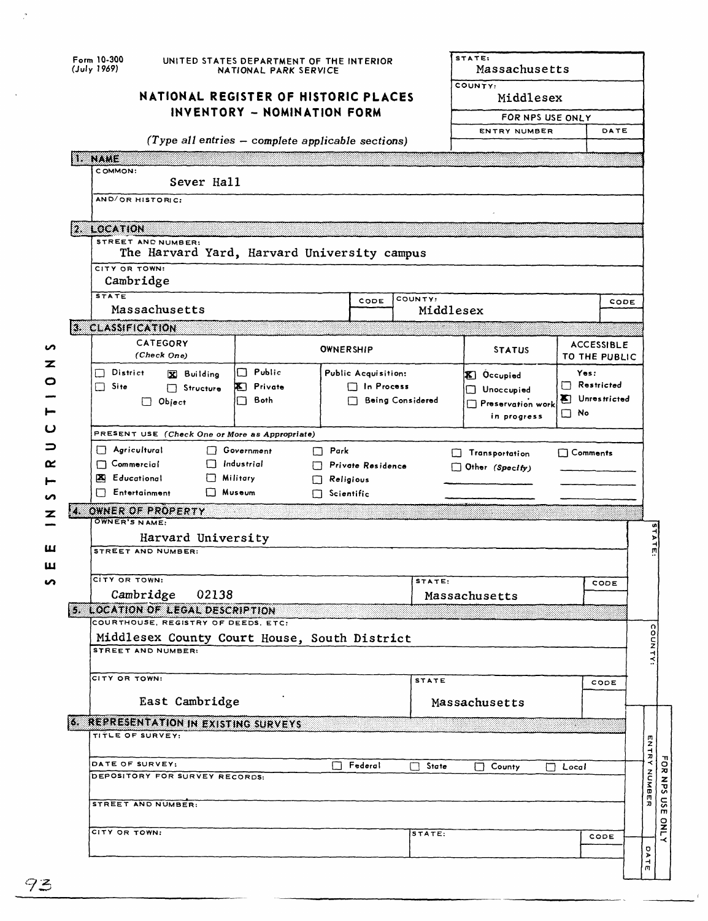Form 10-300 (July 1969)

UNITED STATES DEPARTMENT OF THE INTERIOR
NATIONAL PARK SERVICE

# NATIONAL REGISTER OF HISTORIC PLACES INVENTORY - NOMINATION FORM

*(Type all entries – complete applicable sections)*

| STATE: | Massachusetts |
|---|---|
| COUNTY: | Middlesex |
| FOR NPS USE ONLY | |
| ENTRY NUMBER | DATE |

## 1. NAME

COMMON: Sever Hall

AND/OR HISTORIC:

## 2. LOCATION

STREET AND NUMBER: The Harvard Yard, Harvard University campus

CITY OR TOWN: Cambridge

| STATE | CODE | COUNTY: | CODE |
|---|---|---|---|
| Massachusetts | | Middlesex | |

## 3. CLASSIFICATION

| CATEGORY (Check One) | OWNERSHIP | | STATUS | ACCESSIBLE TO THE PUBLIC |
|---|---|---|---|---|
| ☐ District ☒ Building | ☐ Public | Public Acquisition: | ☒ Occupied | Yes: |
| ☐ Site ☐ Structure | ☒ Private | ☐ In Process | ☐ Unoccupied | ☐ Restricted |
| ☐ Object | ☐ Both | ☐ Being Considered | ☐ Preservation work in progress | ☒ Unrestricted |
| | | | | ☐ No |

PRESENT USE *(Check One or More as Appropriate)*

| | | | | |
|---|---|---|---|---|
| ☐ Agricultural | ☐ Government | ☐ Park | ☐ Transportation | ☐ Comments |
| ☐ Commercial | ☐ Industrial | ☐ Private Residence | ☐ Other (Specify) | |
| ☒ Educational | ☐ Military | ☐ Religious | | |
| ☐ Entertainment | ☐ Museum | ☐ Scientific | | |

## 4. OWNER OF PROPERTY

OWNER'S NAME: Harvard University

STREET AND NUMBER:

| CITY OR TOWN: | STATE: | CODE |
|---|---|---|
| Cambridge 02138 | Massachusetts | |

## 5. LOCATION OF LEGAL DESCRIPTION

COURTHOUSE, REGISTRY OF DEEDS, ETC: Middlesex County Court House, South District

STREET AND NUMBER:

| CITY OR TOWN: | STATE | CODE |
|---|---|---|
| East Cambridge | Massachusetts | |

## 6. REPRESENTATION IN EXISTING SURVEYS

TITLE OF SURVEY:

DATE OF SURVEY: ☐ Federal ☐ State ☐ County ☐ Local

DEPOSITORY FOR SURVEY RECORDS:

STREET AND NUMBER:

| CITY OR TOWN: | STATE: | CODE |
|---|---|---|
| | | |

SEE INSTRUCTIONS

FOR NPS USE ONLY — STATE: / COUNTY: / ENTRY NUMBER / DATE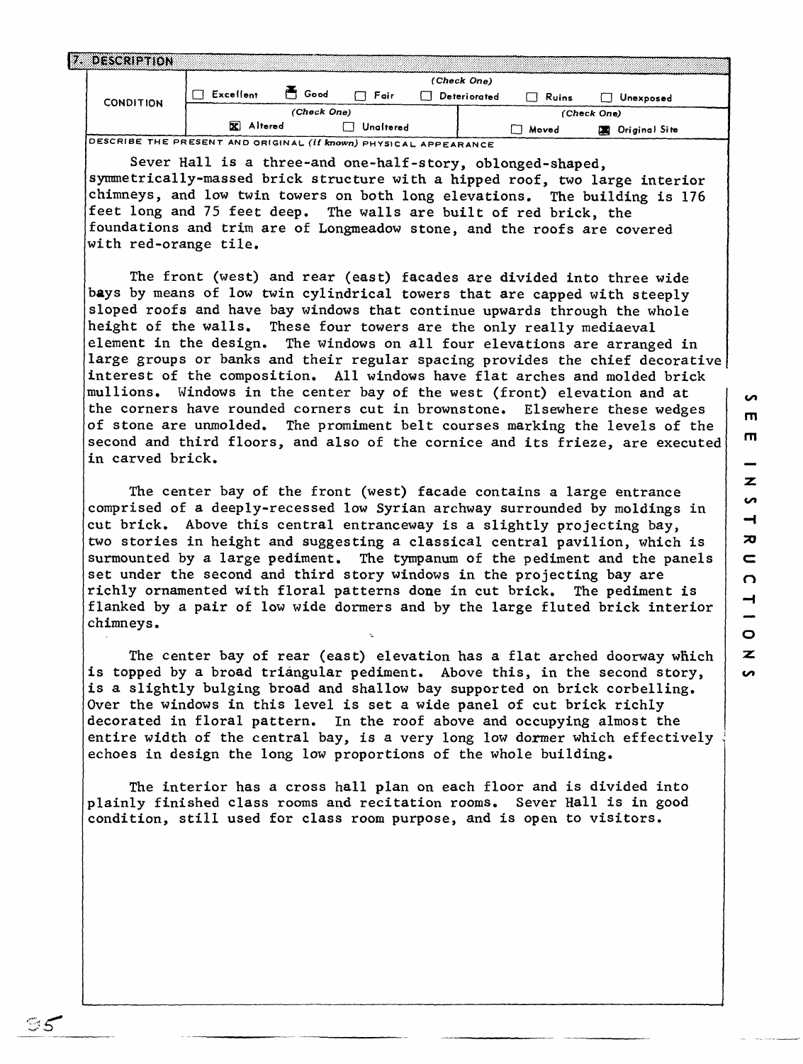## 7. DESCRIPTION

| CONDITION | (Check One) | | | | | |
|---|---|---|---|---|---|---|
| | ☐ Excellent | ☒ Good | ☐ Fair | ☐ Deteriorated | ☐ Ruins | ☐ Unexposed |
| | (Check One) | | | (Check One) | | |
| | ☒ Altered | ☐ Unaltered | | ☐ Moved | ☒ Original Site | |

DESCRIBE THE PRESENT AND ORIGINAL *(if known)* PHYSICAL APPEARANCE

Sever Hall is a three-and one-half-story, oblonged-shaped, symmetrically-massed brick structure with a hipped roof, two large interior chimneys, and low twin towers on both long elevations. The building is 176 feet long and 75 feet deep. The walls are built of red brick, the foundations and trim are of Longmeadow stone, and the roofs are covered with red-orange tile.

The front (west) and rear (east) facades are divided into three wide bays by means of low twin cylindrical towers that are capped with steeply sloped roofs and have bay windows that continue upwards through the whole height of the walls. These four towers are the only really mediaeval element in the design. The windows on all four elevations are arranged in large groups or banks and their regular spacing provides the chief decorative interest of the composition. All windows have flat arches and molded brick mullions. Windows in the center bay of the west (front) elevation and at the corners have rounded corners cut in brownstone. Elsewhere these wedges of stone are unmolded. The promiment belt courses marking the levels of the second and third floors, and also of the cornice and its frieze, are executed in carved brick.

The center bay of the front (west) facade contains a large entrance comprised of a deeply-recessed low Syrian archway surrounded by moldings in cut brick. Above this central entranceway is a slightly projecting bay, two stories in height and suggesting a classical central pavilion, which is surmounted by a large pediment. The tympanum of the pediment and the panels set under the second and third story windows in the projecting bay are richly ornamented with floral patterns done in cut brick. The pediment is flanked by a pair of low wide dormers and by the large fluted brick interior chimneys.

The center bay of rear (east) elevation has a flat arched doorway which is topped by a broad triangular pediment. Above this, in the second story, is a slightly bulging broad and shallow bay supported on brick corbelling. Over the windows in this level is set a wide panel of cut brick richly decorated in floral pattern. In the roof above and occupying almost the entire width of the central bay, is a very long low dormer which effectively echoes in design the long low proportions of the whole building.

The interior has a cross hall plan on each floor and is divided into plainly finished class rooms and recitation rooms. Sever Hall is in good condition, still used for class room purpose, and is open to visitors.

SEE INSTRUCTIONS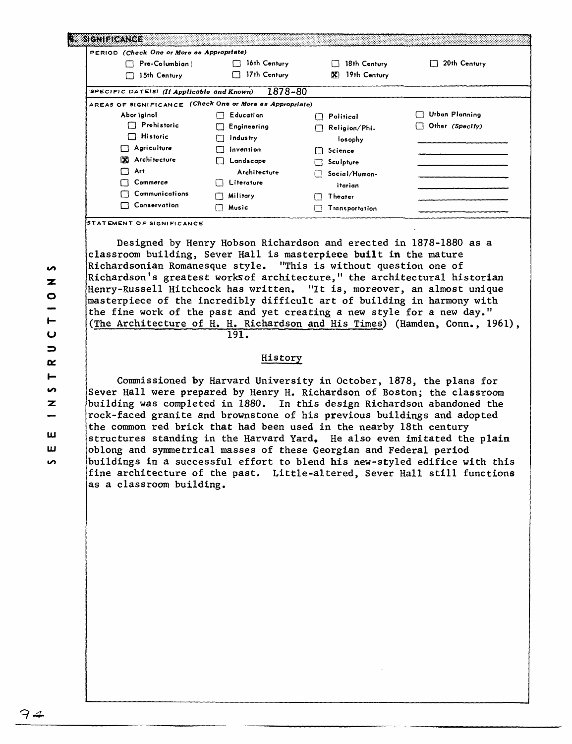## 8. SIGNIFICANCE

**PERIOD** *(Check One or More as Appropriate)*

| | | | |
|---|---|---|---|
| ☐ Pre-Columbian | ☐ 16th Century | ☐ 18th Century | ☐ 20th Century |
| ☐ 15th Century | ☐ 17th Century | ☒ 19th Century | |

**SPECIFIC DATE(S)** *(If Applicable and Known)* 1878-80

**AREAS OF SIGNIFICANCE** *(Check One or More as Appropriate)*

| | | | |
|---|---|---|---|
| Aboriginal | ☐ Education | ☐ Political | ☐ Urban Planning |
| ☐ Prehistoric | ☐ Engineering | ☐ Religion/Philosophy | ☐ Other *(Specify)* |
| ☐ Historic | ☐ Industry | ☐ Science | |
| ☐ Agriculture | ☐ Invention | ☐ Sculpture | |
| ☒ Architecture | ☐ Landscape Architecture | ☐ Social/Humanitarian | |
| ☐ Art | ☐ Literature | ☐ Theater | |
| ☐ Commerce | ☐ Military | ☐ Transportation | |
| ☐ Communications | ☐ Music | | |
| ☐ Conservation | | | |

**STATEMENT OF SIGNIFICANCE**

Designed by Henry Hobson Richardson and erected in 1878-1880 as a classroom building, Sever Hall is masterpiece built in the mature Richardsonian Romanesque style. "This is without question one of Richardson's greatest works of architecture," the architectural historian Henry-Russell Hitchcock has written. "It is, moreover, an almost unique masterpiece of the incredibly difficult art of building in harmony with the fine work of the past and yet creating a new style for a new day." (The Architecture of H. H. Richardson and His Times) (Hamden, Conn., 1961), 191.

### History

Commissioned by Harvard University in October, 1878, the plans for Sever Hall were prepared by Henry H. Richardson of Boston; the classroom building was completed in 1880. In this design Richardson abandoned the rock-faced granite and brownstone of his previous buildings and adopted the common red brick that had been used in the nearby 18th century structures standing in the Harvard Yard. He also even imitated the plain oblong and symmetrical masses of these Georgian and Federal period buildings in a successful effort to blend his new-styled edifice with this fine architecture of the past. Little-altered, Sever Hall still functions as a classroom building.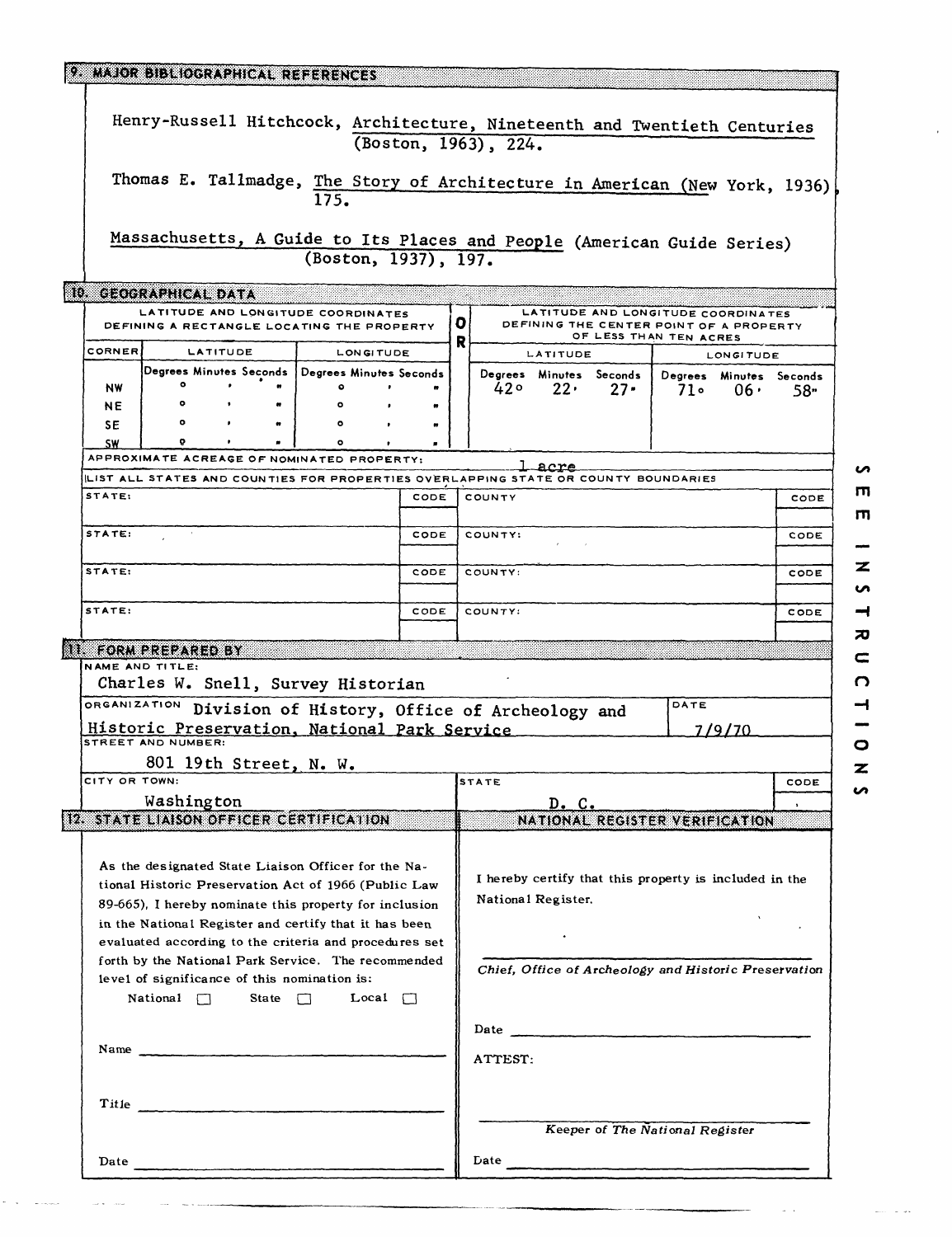## 9. MAJOR BIBLIOGRAPHICAL REFERENCES

Henry-Russell Hitchcock, Architecture, Nineteenth and Twentieth Centuries (Boston, 1963), 224.

Thomas E. Tallmadge, The Story of Architecture in American (New York, 1936), 175.

Massachusetts, A Guide to Its Places and People (American Guide Series) (Boston, 1937), 197.

## 10. GEOGRAPHICAL DATA

| LATITUDE AND LONGITUDE COORDINATES DEFINING A RECTANGLE LOCATING THE PROPERTY | | | OR | LATITUDE AND LONGITUDE COORDINATES DEFINING THE CENTER POINT OF A PROPERTY OF LESS THAN TEN ACRES | |
|---|---|---|---|---|---|
| CORNER | LATITUDE | LONGITUDE | | LATITUDE | LONGITUDE |
| | Degrees Minutes Seconds | Degrees Minutes Seconds | | Degrees Minutes Seconds | Degrees Minutes Seconds |
| NW | ° ' " | ° ' " | | 42° 22' 27" | 71° 06' 58" |
| NE | ° ' " | ° ' " | | | |
| SE | ° ' " | ° ' " | | | |
| SW | ° ' " | ° ' " | | | |

APPROXIMATE ACREAGE OF NOMINATED PROPERTY: 1 acre

LIST ALL STATES AND COUNTIES FOR PROPERTIES OVERLAPPING STATE OR COUNTY BOUNDARIES

| STATE: | CODE | COUNTY | CODE |
|---|---|---|---|
| STATE: | CODE | COUNTY: | CODE |
| STATE: | CODE | COUNTY: | CODE |
| STATE: | CODE | COUNTY: | CODE |

SEE INSTRUCTIONS

## 11. FORM PREPARED BY

NAME AND TITLE:
Charles W. Snell, Survey Historian

ORGANIZATION: Division of History, Office of Archeology and Historic Preservation, National Park Service

DATE: 7/9/70

STREET AND NUMBER:
801 19th Street, N. W.

CITY OR TOWN: Washington

STATE: D. C.

CODE:

## 12. STATE LIAISON OFFICER CERTIFICATION

As the designated State Liaison Officer for the National Historic Preservation Act of 1966 (Public Law 89-665), I hereby nominate this property for inclusion in the National Register and certify that it has been evaluated according to the criteria and procedures set forth by the National Park Service. The recommended level of significance of this nomination is:

National ☐ State ☐ Local ☐

Name ______________________

Title ______________________

Date ______________________

## NATIONAL REGISTER VERIFICATION

I hereby certify that this property is included in the National Register.

______________________

*Chief, Office of Archeology and Historic Preservation*

Date ______________________

ATTEST:

______________________

*Keeper of The National Register*

Date ______________________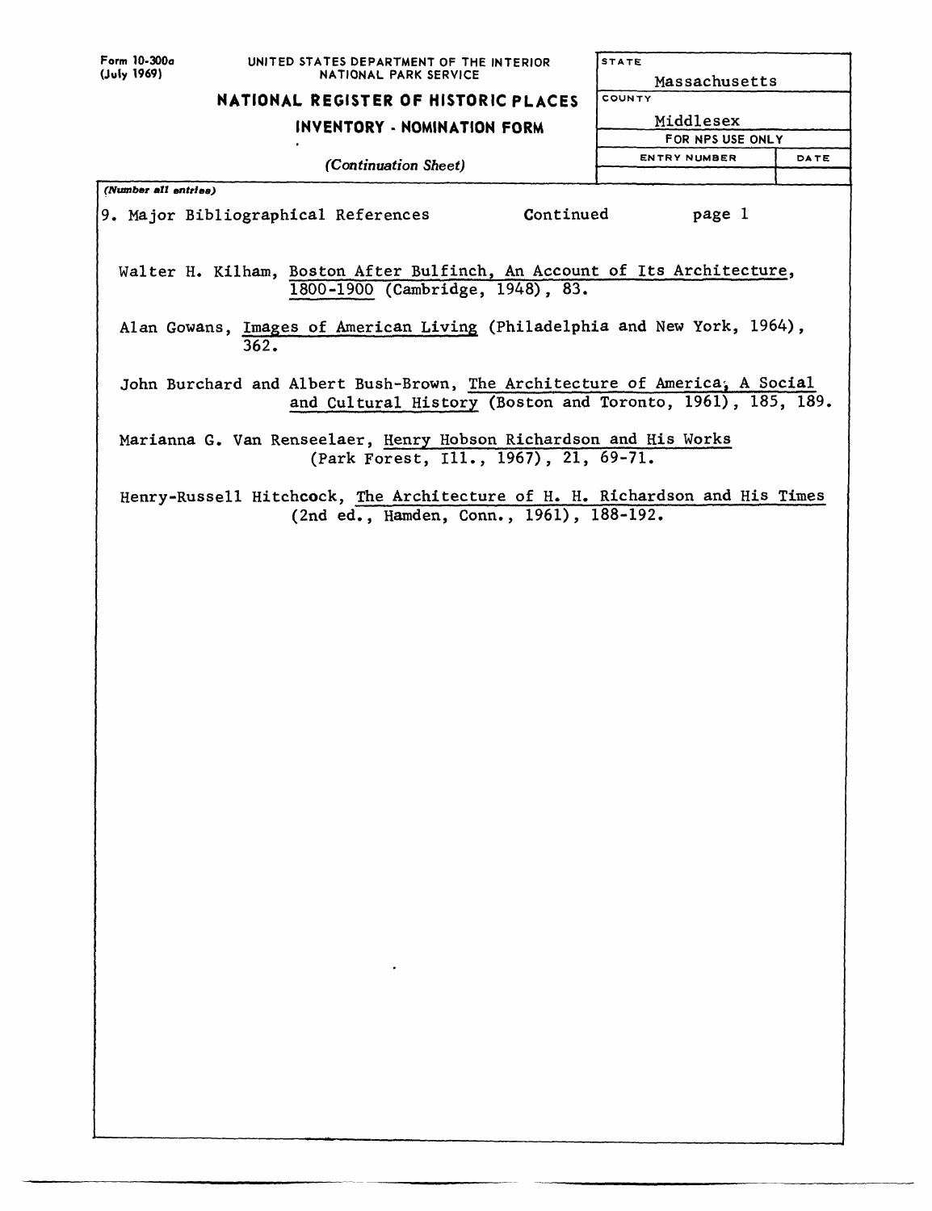Form 10-300a
(July 1969)

UNITED STATES DEPARTMENT OF THE INTERIOR
NATIONAL PARK SERVICE

**NATIONAL REGISTER OF HISTORIC PLACES**

**INVENTORY - NOMINATION FORM**

*(Continuation Sheet)*

| | |
|---|---|
| STATE | Massachusetts |
| COUNTY | Middlesex |
| FOR NPS USE ONLY | |
| ENTRY NUMBER | DATE |
| | |

*(Number all entries)*

9. Major Bibliographical References Continued page 1

Walter H. Kilham, Boston After Bulfinch, An Account of Its Architecture, 1800-1900 (Cambridge, 1948), 83.

Alan Gowans, Images of American Living (Philadelphia and New York, 1964), 362.

John Burchard and Albert Bush-Brown, The Architecture of America, A Social and Cultural History (Boston and Toronto, 1961), 185, 189.

Marianna G. Van Renseelaer, Henry Hobson Richardson and His Works (Park Forest, Ill., 1967), 21, 69-71.

Henry-Russell Hitchcock, The Architecture of H. H. Richardson and His Times (2nd ed., Hamden, Conn., 1961), 188-192.